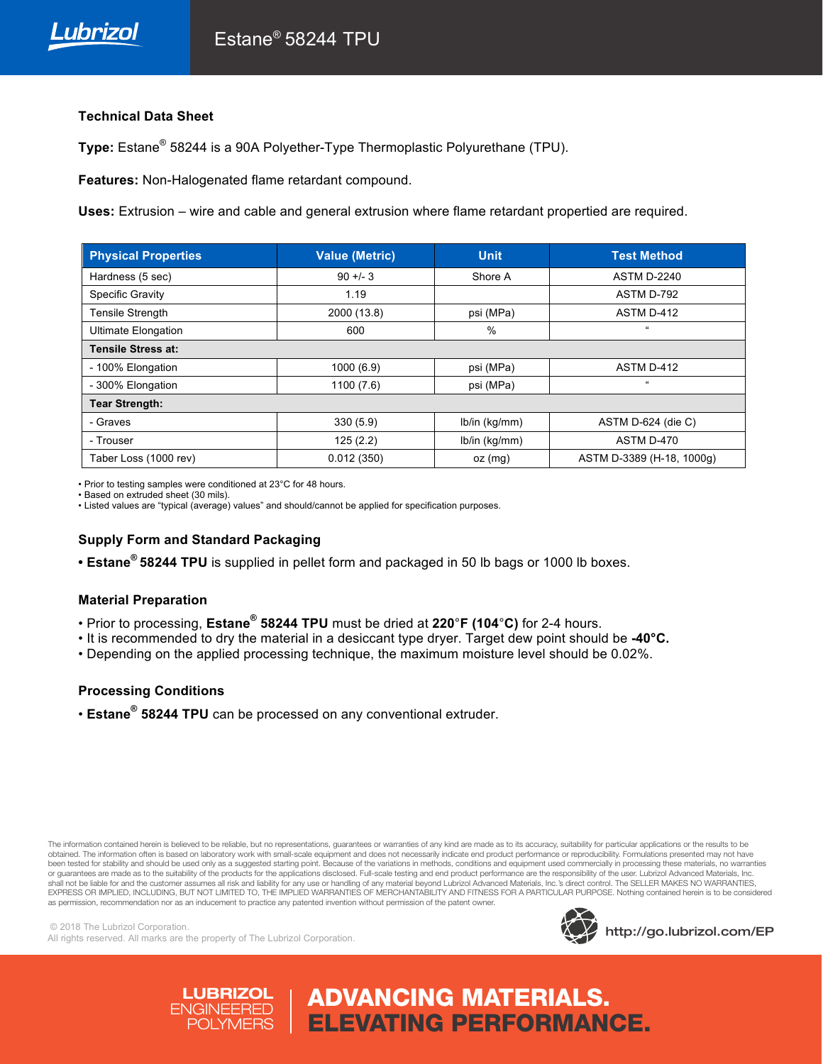# Estane® 58244 TPU

## Technical Data Sheet

**Type:** Estane® 58244 is a 90A Polyether-Type Thermoplastic Polyurethane (TPU).

**Features:** Non-Halogenated flame retardant compound.

**Uses:** Extrusion – wire and cable and general extrusion where flame retardant propertied are required.

| Physical Properties | Value (Metric) | Unit | Test Method |
|---|---|---|---|
| Hardness (5 sec) | 90 +/- 3 | Shore A | ASTM D-2240 |
| Specific Gravity | 1.19 | | ASTM D-792 |
| Tensile Strength | 2000 (13.8) | psi (MPa) | ASTM D-412 |
| Ultimate Elongation | 600 | % | " |
| **Tensile Stress at:** | | | |
| - 100% Elongation | 1000 (6.9) | psi (MPa) | ASTM D-412 |
| - 300% Elongation | 1100 (7.6) | psi (MPa) | " |
| **Tear Strength:** | | | |
| - Graves | 330 (5.9) | lb/in (kg/mm) | ASTM D-624 (die C) |
| - Trouser | 125 (2.2) | lb/in (kg/mm) | ASTM D-470 |
| Taber Loss (1000 rev) | 0.012 (350) | oz (mg) | ASTM D-3389 (H-18, 1000g) |

- Prior to testing samples were conditioned at 23°C for 48 hours.
- Based on extruded sheet (30 mils).
- Listed values are "typical (average) values" and should/cannot be applied for specification purposes.

### Supply Form and Standard Packaging

- **Estane® 58244 TPU** is supplied in pellet form and packaged in 50 lb bags or 1000 lb boxes.

### Material Preparation

- Prior to processing, **Estane® 58244 TPU** must be dried at **220°F (104°C)** for 2-4 hours.
- It is recommended to dry the material in a desiccant type dryer. Target dew point should be **-40°C.**
- Depending on the applied processing technique, the maximum moisture level should be 0.02%.

### Processing Conditions

- **Estane® 58244 TPU** can be processed on any conventional extruder.

The information contained herein is believed to be reliable, but no representations, guarantees or warranties of any kind are made as to its accuracy, suitability for particular applications or the results to be obtained. The information often is based on laboratory work with small-scale equipment and does not necessarily indicate end product performance or reproducibility. Formulations presented may not have been tested for stability and should be used only as a suggested starting point. Because of the variations in methods, conditions and equipment used commercially in processing these materials, no warranties or guarantees are made as to the suitability of the products for the applications disclosed. Full-scale testing and end product performance are the responsibility of the user. Lubrizol Advanced Materials, Inc. shall not be liable for and the customer assumes all risk and liability for any use or handling of any material beyond Lubrizol Advanced Materials, Inc.'s direct control. The SELLER MAKES NO WARRANTIES, EXPRESS OR IMPLIED, INCLUDING, BUT NOT LIMITED TO, THE IMPLIED WARRANTIES OF MERCHANTABILITY AND FITNESS FOR A PARTICULAR PURPOSE. Nothing contained herein is to be considered as permission, recommendation nor as an inducement to practice any patented invention without permission of the patent owner.

© 2018 The Lubrizol Corporation.
All rights reserved. All marks are the property of The Lubrizol Corporation.

http://go.lubrizol.com/EP

LUBRIZOL ENGINEERED POLYMERS | ADVANCING MATERIALS. ELEVATING PERFORMANCE.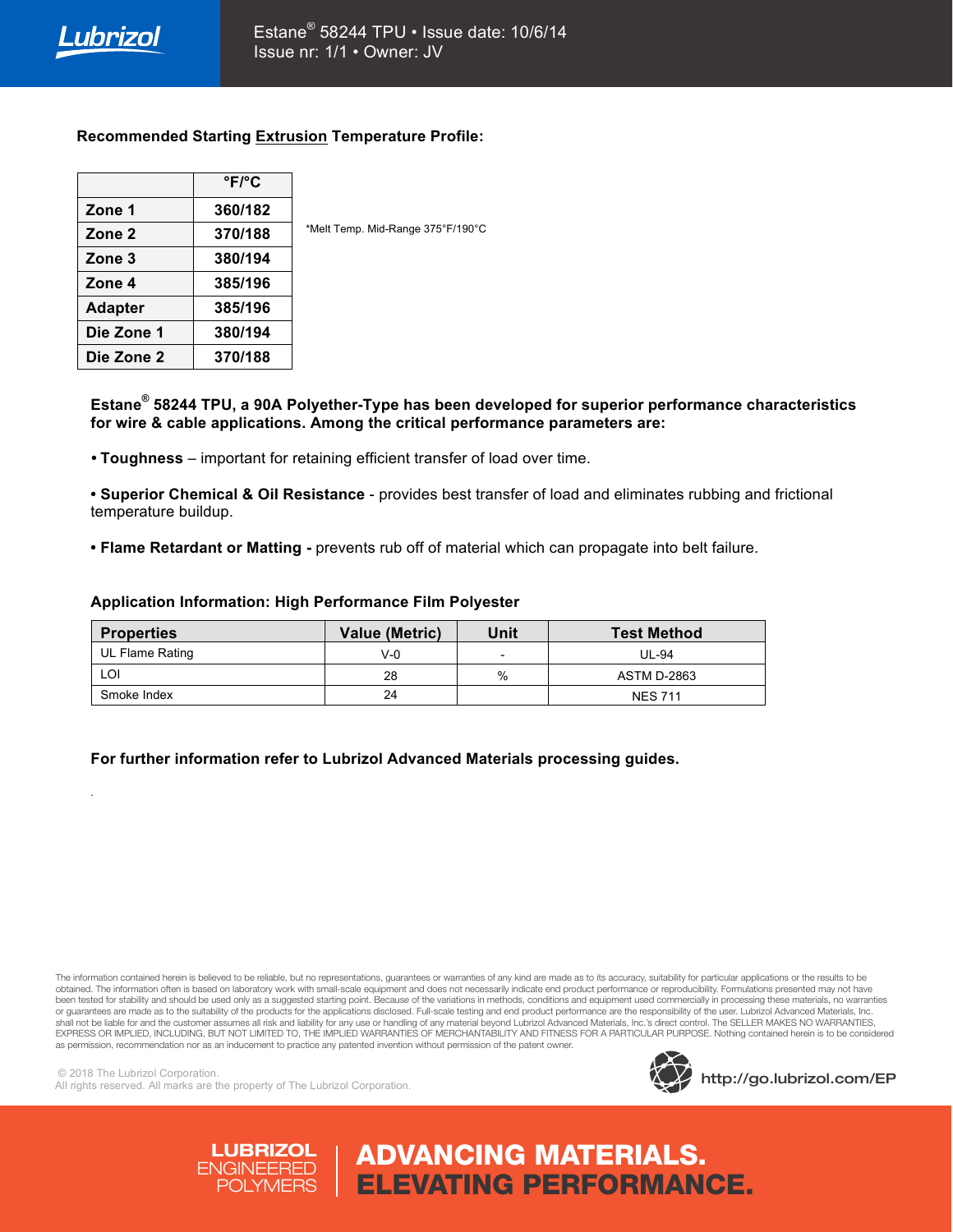**Recommended Starting Extrusion Temperature Profile:**

| | °F/°C |
|---|---|
| **Zone 1** | **360/182** |
| **Zone 2** | **370/188** |
| **Zone 3** | **380/194** |
| **Zone 4** | **385/196** |
| **Adapter** | **385/196** |
| **Die Zone 1** | **380/194** |
| **Die Zone 2** | **370/188** |

*Melt Temp. Mid-Range 375°F/190°C

**Estane® 58244 TPU, a 90A Polyether-Type has been developed for superior performance characteristics for wire & cable applications. Among the critical performance parameters are:**

- **Toughness** – important for retaining efficient transfer of load over time.
- **Superior Chemical & Oil Resistance** - provides best transfer of load and eliminates rubbing and frictional temperature buildup.
- **Flame Retardant or Matting -** prevents rub off of material which can propagate into belt failure.

**Application Information: High Performance Film Polyester**

| Properties | Value (Metric) | Unit | Test Method |
|---|---|---|---|
| UL Flame Rating | V-0 | - | UL-94 |
| LOI | 28 | % | ASTM D-2863 |
| Smoke Index | 24 | | NES 711 |

**For further information refer to Lubrizol Advanced Materials processing guides.**

The information contained herein is believed to be reliable, but no representations, guarantees or warranties of any kind are made as to its accuracy, suitability for particular applications or the results to be obtained. The information often is based on laboratory work with small-scale equipment and does not necessarily indicate end product performance or reproducibility. Formulations presented may not have been tested for stability and should be used only as a suggested starting point. Because of the variations in methods, conditions and equipment used commercially in processing these materials, no warranties or guarantees are made as to the suitability of the products for the applications disclosed. Full-scale testing and end product performance are the responsibility of the user. Lubrizol Advanced Materials, Inc. shall not be liable for and the customer assumes all risk and liability for any use or handling of any material beyond Lubrizol Advanced Materials, Inc.'s direct control. The SELLER MAKES NO WARRANTIES, EXPRESS OR IMPLIED, INCLUDING, BUT NOT LIMITED TO, THE IMPLIED WARRANTIES OF MERCHANTABILITY AND FITNESS FOR A PARTICULAR PURPOSE. Nothing contained herein is to be considered as permission, recommendation nor as an inducement to practice any patented invention without permission of the patent owner.

© 2018 The Lubrizol Corporation.
All rights reserved. All marks are the property of The Lubrizol Corporation.

http://go.lubrizol.com/EP

LUBRIZOL ENGINEERED POLYMERS | ADVANCING MATERIALS. ELEVATING PERFORMANCE.